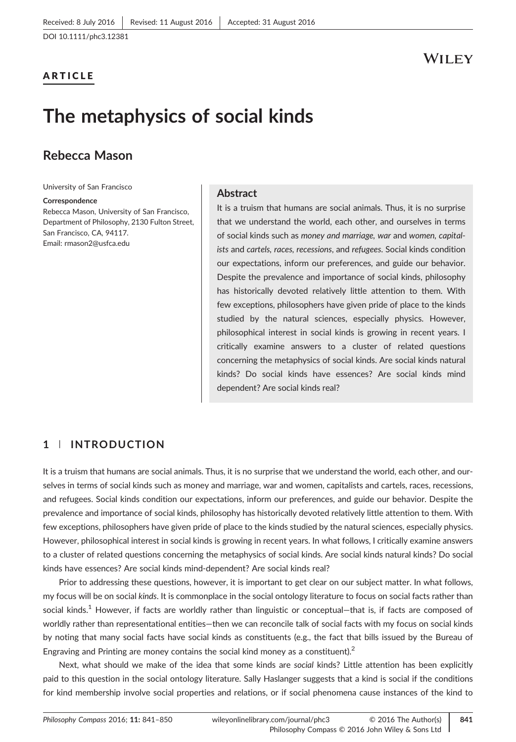DOI 10.1111/phc3.12381

Received: 8 July 2016 | Revised: 11 August 2016 | Accepted: 31 August 2016

**ARTICLE**

# The metaphysics of social kinds

**Rebecca Mason**

University of San Francisco

**Correspondence**
Rebecca Mason, University of San Francisco, Department of Philosophy, 2130 Fulton Street, San Francisco, CA, 94117.
Email: rmason2@usfca.edu

## Abstract

It is a truism that humans are social animals. Thus, it is no surprise that we understand the world, each other, and ourselves in terms of social kinds such as *money and marriage, war* and *women, capitalists* and *cartels, races, recessions*, and *refugees*. Social kinds condition our expectations, inform our preferences, and guide our behavior. Despite the prevalence and importance of social kinds, philosophy has historically devoted relatively little attention to them. With few exceptions, philosophers have given pride of place to the kinds studied by the natural sciences, especially physics. However, philosophical interest in social kinds is growing in recent years. I critically examine answers to a cluster of related questions concerning the metaphysics of social kinds. Are social kinds natural kinds? Do social kinds have essences? Are social kinds mind dependent? Are social kinds real?

## 1 | INTRODUCTION

It is a truism that humans are social animals. Thus, it is no surprise that we understand the world, each other, and ourselves in terms of social kinds such as money and marriage, war and women, capitalists and cartels, races, recessions, and refugees. Social kinds condition our expectations, inform our preferences, and guide our behavior. Despite the prevalence and importance of social kinds, philosophy has historically devoted relatively little attention to them. With few exceptions, philosophers have given pride of place to the kinds studied by the natural sciences, especially physics. However, philosophical interest in social kinds is growing in recent years. In what follows, I critically examine answers to a cluster of related questions concerning the metaphysics of social kinds. Are social kinds natural kinds? Do social kinds have essences? Are social kinds mind-dependent? Are social kinds real?

Prior to addressing these questions, however, it is important to get clear on our subject matter. In what follows, my focus will be on social *kinds*. It is commonplace in the social ontology literature to focus on social facts rather than social kinds.[1] However, if facts are worldly rather than linguistic or conceptual—that is, if facts are composed of worldly rather than representational entities—then we can reconcile talk of social facts with my focus on social kinds by noting that many social facts have social kinds as constituents (e.g., the fact that bills issued by the Bureau of Engraving and Printing are money contains the social kind money as a constituent).[2]

Next, what should we make of the idea that some kinds are *social* kinds? Little attention has been explicitly paid to this question in the social ontology literature. Sally Haslanger suggests that a kind is social if the conditions for kind membership involve social properties and relations, or if social phenomena cause instances of the kind to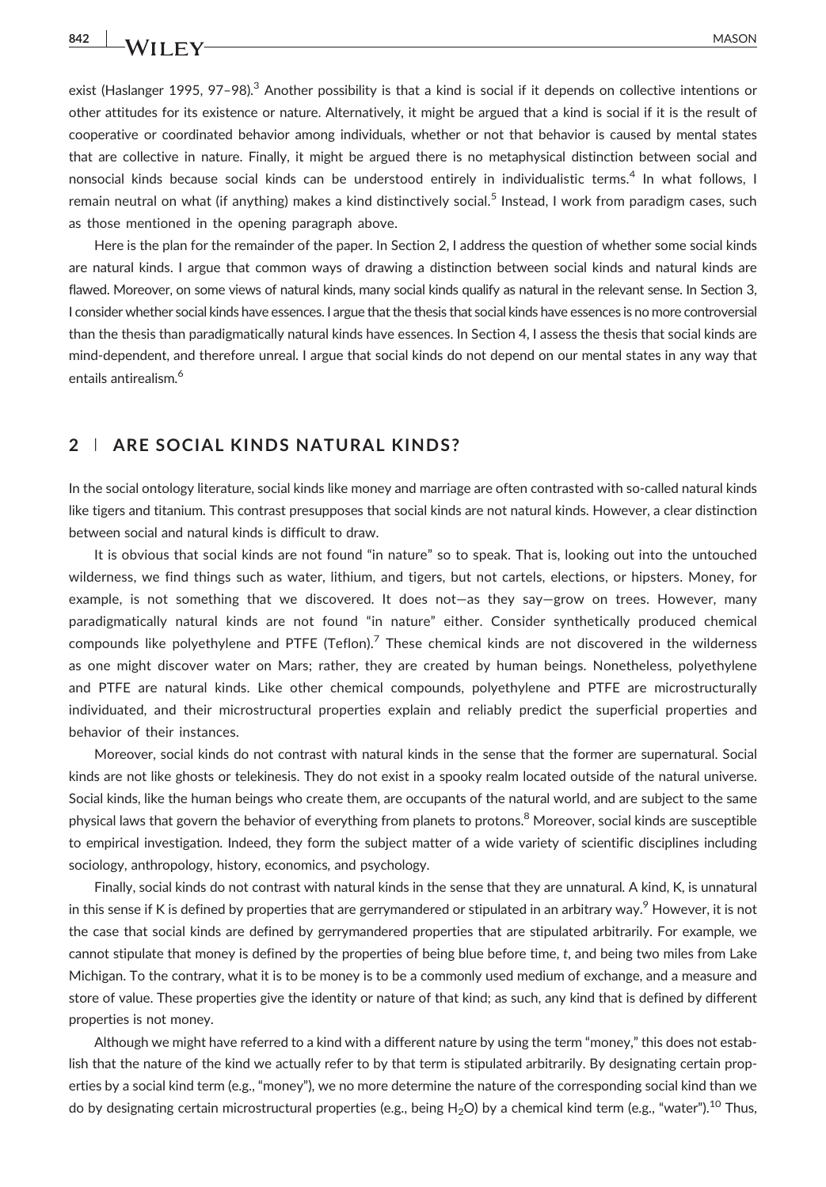exist (Haslanger 1995, 97–98).[3] Another possibility is that a kind is social if it depends on collective intentions or other attitudes for its existence or nature. Alternatively, it might be argued that a kind is social if it is the result of cooperative or coordinated behavior among individuals, whether or not that behavior is caused by mental states that are collective in nature. Finally, it might be argued there is no metaphysical distinction between social and nonsocial kinds because social kinds can be understood entirely in individualistic terms.[4] In what follows, I remain neutral on what (if anything) makes a kind distinctively social.[5] Instead, I work from paradigm cases, such as those mentioned in the opening paragraph above.

Here is the plan for the remainder of the paper. In Section 2, I address the question of whether some social kinds are natural kinds. I argue that common ways of drawing a distinction between social kinds and natural kinds are flawed. Moreover, on some views of natural kinds, many social kinds qualify as natural in the relevant sense. In Section 3, I consider whether social kinds have essences. I argue that the thesis that social kinds have essences is no more controversial than the thesis than paradigmatically natural kinds have essences. In Section 4, I assess the thesis that social kinds are mind-dependent, and therefore unreal. I argue that social kinds do not depend on our mental states in any way that entails antirealism.[6]

## 2 | ARE SOCIAL KINDS NATURAL KINDS?

In the social ontology literature, social kinds like money and marriage are often contrasted with so-called natural kinds like tigers and titanium. This contrast presupposes that social kinds are not natural kinds. However, a clear distinction between social and natural kinds is difficult to draw.

It is obvious that social kinds are not found "in nature" so to speak. That is, looking out into the untouched wilderness, we find things such as water, lithium, and tigers, but not cartels, elections, or hipsters. Money, for example, is not something that we discovered. It does not—as they say—grow on trees. However, many paradigmatically natural kinds are not found "in nature" either. Consider synthetically produced chemical compounds like polyethylene and PTFE (Teflon).[7] These chemical kinds are not discovered in the wilderness as one might discover water on Mars; rather, they are created by human beings. Nonetheless, polyethylene and PTFE are natural kinds. Like other chemical compounds, polyethylene and PTFE are microstructurally individuated, and their microstructural properties explain and reliably predict the superficial properties and behavior of their instances.

Moreover, social kinds do not contrast with natural kinds in the sense that the former are supernatural. Social kinds are not like ghosts or telekinesis. They do not exist in a spooky realm located outside of the natural universe. Social kinds, like the human beings who create them, are occupants of the natural world, and are subject to the same physical laws that govern the behavior of everything from planets to protons.[8] Moreover, social kinds are susceptible to empirical investigation. Indeed, they form the subject matter of a wide variety of scientific disciplines including sociology, anthropology, history, economics, and psychology.

Finally, social kinds do not contrast with natural kinds in the sense that they are unnatural. A kind, K, is unnatural in this sense if K is defined by properties that are gerrymandered or stipulated in an arbitrary way.[9] However, it is not the case that social kinds are defined by gerrymandered properties that are stipulated arbitrarily. For example, we cannot stipulate that money is defined by the properties of being blue before time, *t*, and being two miles from Lake Michigan. To the contrary, what it is to be money is to be a commonly used medium of exchange, and a measure and store of value. These properties give the identity or nature of that kind; as such, any kind that is defined by different properties is not money.

Although we might have referred to a kind with a different nature by using the term "money," this does not establish that the nature of the kind we actually refer to by that term is stipulated arbitrarily. By designating certain properties by a social kind term (e.g., "money"), we no more determine the nature of the corresponding social kind than we do by designating certain microstructural properties (e.g., being $H_2O$) by a chemical kind term (e.g., "water").[10] Thus,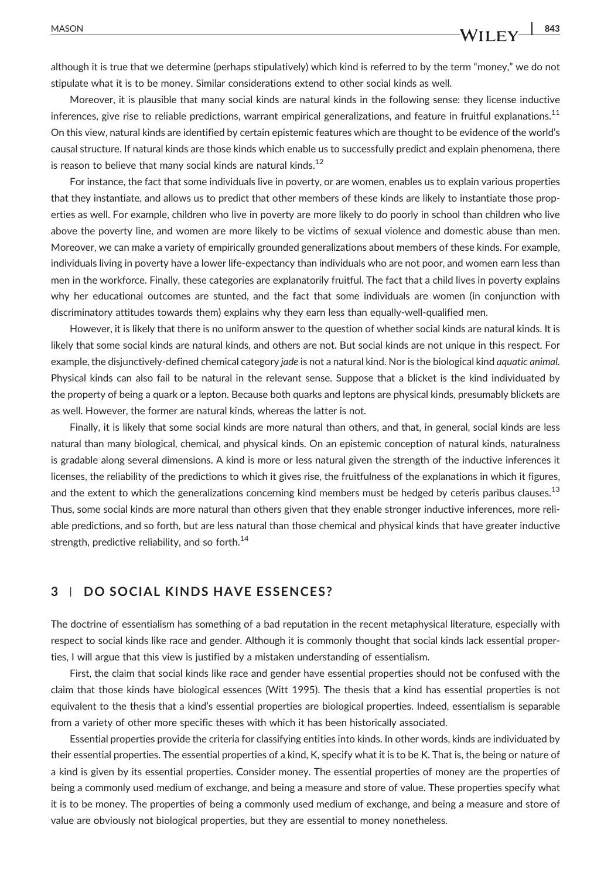although it is true that we determine (perhaps stipulatively) which kind is referred to by the term "money," we do not stipulate what it is to be money. Similar considerations extend to other social kinds as well.

Moreover, it is plausible that many social kinds are natural kinds in the following sense: they license inductive inferences, give rise to reliable predictions, warrant empirical generalizations, and feature in fruitful explanations.[11] On this view, natural kinds are identified by certain epistemic features which are thought to be evidence of the world's causal structure. If natural kinds are those kinds which enable us to successfully predict and explain phenomena, there is reason to believe that many social kinds are natural kinds.[12]

For instance, the fact that some individuals live in poverty, or are women, enables us to explain various properties that they instantiate, and allows us to predict that other members of these kinds are likely to instantiate those properties as well. For example, children who live in poverty are more likely to do poorly in school than children who live above the poverty line, and women are more likely to be victims of sexual violence and domestic abuse than men. Moreover, we can make a variety of empirically grounded generalizations about members of these kinds. For example, individuals living in poverty have a lower life-expectancy than individuals who are not poor, and women earn less than men in the workforce. Finally, these categories are explanatorily fruitful. The fact that a child lives in poverty explains why her educational outcomes are stunted, and the fact that some individuals are women (in conjunction with discriminatory attitudes towards them) explains why they earn less than equally-well-qualified men.

However, it is likely that there is no uniform answer to the question of whether social kinds are natural kinds. It is likely that some social kinds are natural kinds, and others are not. But social kinds are not unique in this respect. For example, the disjunctively-defined chemical category *jade* is not a natural kind. Nor is the biological kind *aquatic animal*. Physical kinds can also fail to be natural in the relevant sense. Suppose that a blicket is the kind individuated by the property of being a quark or a lepton. Because both quarks and leptons are physical kinds, presumably blickets are as well. However, the former are natural kinds, whereas the latter is not.

Finally, it is likely that some social kinds are more natural than others, and that, in general, social kinds are less natural than many biological, chemical, and physical kinds. On an epistemic conception of natural kinds, naturalness is gradable along several dimensions. A kind is more or less natural given the strength of the inductive inferences it licenses, the reliability of the predictions to which it gives rise, the fruitfulness of the explanations in which it figures, and the extent to which the generalizations concerning kind members must be hedged by ceteris paribus clauses.[13] Thus, some social kinds are more natural than others given that they enable stronger inductive inferences, more reliable predictions, and so forth, but are less natural than those chemical and physical kinds that have greater inductive strength, predictive reliability, and so forth.[14]

## 3 | DO SOCIAL KINDS HAVE ESSENCES?

The doctrine of essentialism has something of a bad reputation in the recent metaphysical literature, especially with respect to social kinds like race and gender. Although it is commonly thought that social kinds lack essential properties, I will argue that this view is justified by a mistaken understanding of essentialism.

First, the claim that social kinds like race and gender have essential properties should not be confused with the claim that those kinds have biological essences (Witt 1995). The thesis that a kind has essential properties is not equivalent to the thesis that a kind's essential properties are biological properties. Indeed, essentialism is separable from a variety of other more specific theses with which it has been historically associated.

Essential properties provide the criteria for classifying entities into kinds. In other words, kinds are individuated by their essential properties. The essential properties of a kind, K, specify what it is to be K. That is, the being or nature of a kind is given by its essential properties. Consider money. The essential properties of money are the properties of being a commonly used medium of exchange, and being a measure and store of value. These properties specify what it is to be money. The properties of being a commonly used medium of exchange, and being a measure and store of value are obviously not biological properties, but they are essential to money nonetheless.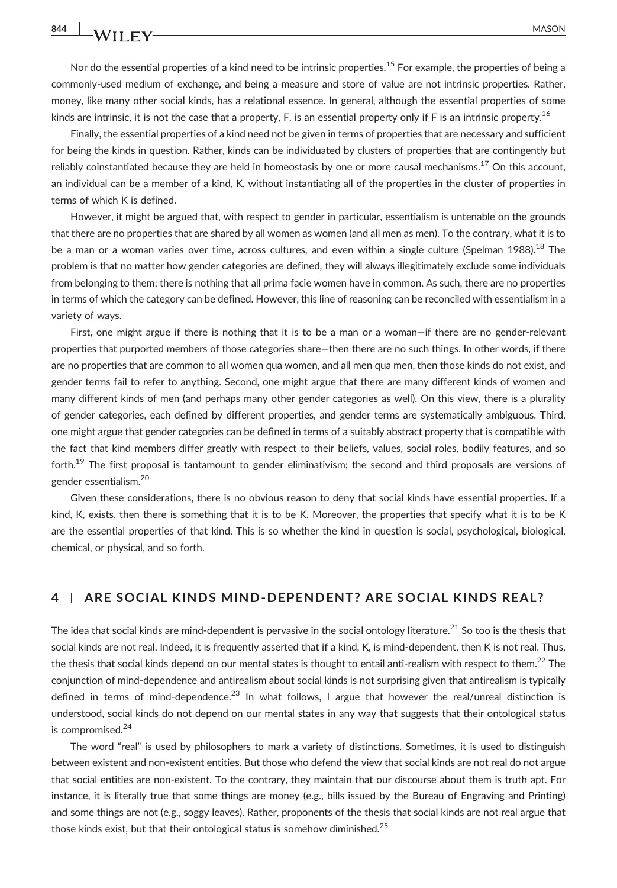Nor do the essential properties of a kind need to be intrinsic properties.[15] For example, the properties of being a commonly-used medium of exchange, and being a measure and store of value are not intrinsic properties. Rather, money, like many other social kinds, has a relational essence. In general, although the essential properties of some kinds are intrinsic, it is not the case that a property, F, is an essential property only if F is an intrinsic property.[16]

Finally, the essential properties of a kind need not be given in terms of properties that are necessary and sufficient for being the kinds in question. Rather, kinds can be individuated by clusters of properties that are contingently but reliably coinstantiated because they are held in homeostasis by one or more causal mechanisms.[17] On this account, an individual can be a member of a kind, K, without instantiating all of the properties in the cluster of properties in terms of which K is defined.

However, it might be argued that, with respect to gender in particular, essentialism is untenable on the grounds that there are no properties that are shared by all women as women (and all men as men). To the contrary, what it is to be a man or a woman varies over time, across cultures, and even within a single culture (Spelman 1988).[18] The problem is that no matter how gender categories are defined, they will always illegitimately exclude some individuals from belonging to them; there is nothing that all prima facie women have in common. As such, there are no properties in terms of which the category can be defined. However, this line of reasoning can be reconciled with essentialism in a variety of ways.

First, one might argue if there is nothing that it is to be a man or a woman—if there are no gender-relevant properties that purported members of those categories share—then there are no such things. In other words, if there are no properties that are common to all women qua women, and all men qua men, then those kinds do not exist, and gender terms fail to refer to anything. Second, one might argue that there are many different kinds of women and many different kinds of men (and perhaps many other gender categories as well). On this view, there is a plurality of gender categories, each defined by different properties, and gender terms are systematically ambiguous. Third, one might argue that gender categories can be defined in terms of a suitably abstract property that is compatible with the fact that kind members differ greatly with respect to their beliefs, values, social roles, bodily features, and so forth.[19] The first proposal is tantamount to gender eliminativism; the second and third proposals are versions of gender essentialism.[20]

Given these considerations, there is no obvious reason to deny that social kinds have essential properties. If a kind, K, exists, then there is something that it is to be K. Moreover, the properties that specify what it is to be K are the essential properties of that kind. This is so whether the kind in question is social, psychological, biological, chemical, or physical, and so forth.

## 4 | ARE SOCIAL KINDS MIND-DEPENDENT? ARE SOCIAL KINDS REAL?

The idea that social kinds are mind-dependent is pervasive in the social ontology literature.[21] So too is the thesis that social kinds are not real. Indeed, it is frequently asserted that if a kind, K, is mind-dependent, then K is not real. Thus, the thesis that social kinds depend on our mental states is thought to entail anti-realism with respect to them.[22] The conjunction of mind-dependence and antirealism about social kinds is not surprising given that antirealism is typically defined in terms of mind-dependence.[23] In what follows, I argue that however the real/unreal distinction is understood, social kinds do not depend on our mental states in any way that suggests that their ontological status is compromised.[24]

The word "real" is used by philosophers to mark a variety of distinctions. Sometimes, it is used to distinguish between existent and non-existent entities. But those who defend the view that social kinds are not real do not argue that social entities are non-existent. To the contrary, they maintain that our discourse about them is truth apt. For instance, it is literally true that some things are money (e.g., bills issued by the Bureau of Engraving and Printing) and some things are not (e.g., soggy leaves). Rather, proponents of the thesis that social kinds are not real argue that those kinds exist, but that their ontological status is somehow diminished.[25]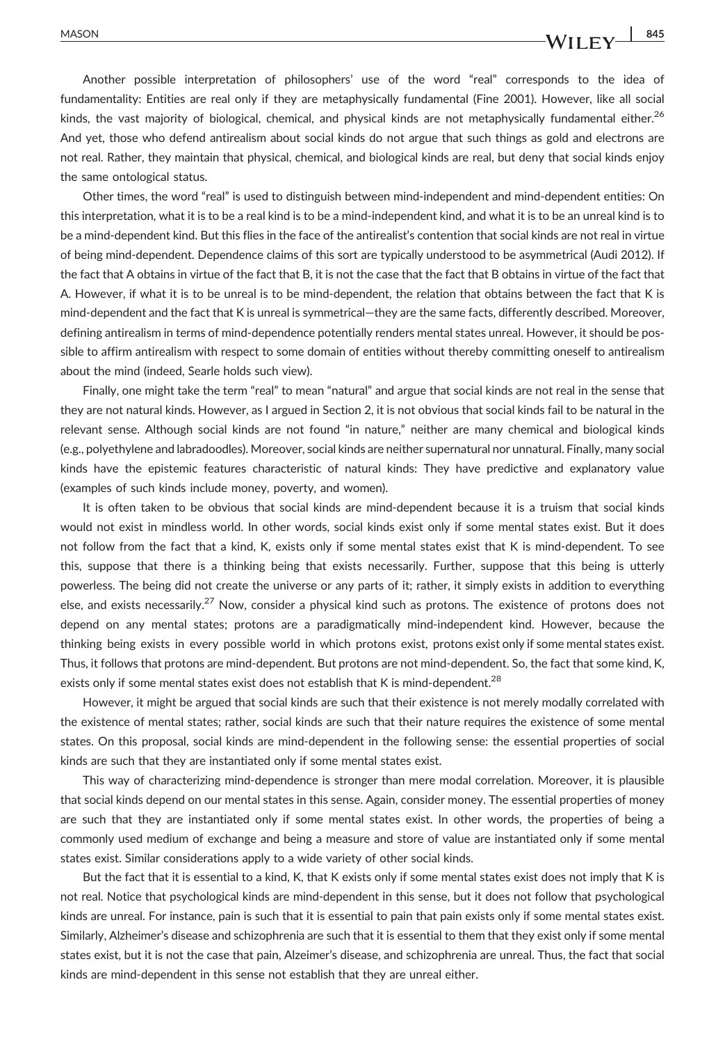Another possible interpretation of philosophers' use of the word "real" corresponds to the idea of fundamentality: Entities are real only if they are metaphysically fundamental (Fine 2001). However, like all social kinds, the vast majority of biological, chemical, and physical kinds are not metaphysically fundamental either.[26] And yet, those who defend antirealism about social kinds do not argue that such things as gold and electrons are not real. Rather, they maintain that physical, chemical, and biological kinds are real, but deny that social kinds enjoy the same ontological status.

Other times, the word "real" is used to distinguish between mind-independent and mind-dependent entities: On this interpretation, what it is to be a real kind is to be a mind-independent kind, and what it is to be an unreal kind is to be a mind-dependent kind. But this flies in the face of the antirealist's contention that social kinds are not real in virtue of being mind-dependent. Dependence claims of this sort are typically understood to be asymmetrical (Audi 2012). If the fact that A obtains in virtue of the fact that B, it is not the case that the fact that B obtains in virtue of the fact that A. However, if what it is to be unreal is to be mind-dependent, the relation that obtains between the fact that K is mind-dependent and the fact that K is unreal is symmetrical—they are the same facts, differently described. Moreover, defining antirealism in terms of mind-dependence potentially renders mental states unreal. However, it should be possible to affirm antirealism with respect to some domain of entities without thereby committing oneself to antirealism about the mind (indeed, Searle holds such view).

Finally, one might take the term "real" to mean "natural" and argue that social kinds are not real in the sense that they are not natural kinds. However, as I argued in Section 2, it is not obvious that social kinds fail to be natural in the relevant sense. Although social kinds are not found "in nature," neither are many chemical and biological kinds (e.g., polyethylene and labradoodles). Moreover, social kinds are neither supernatural nor unnatural. Finally, many social kinds have the epistemic features characteristic of natural kinds: They have predictive and explanatory value (examples of such kinds include money, poverty, and women).

It is often taken to be obvious that social kinds are mind-dependent because it is a truism that social kinds would not exist in mindless world. In other words, social kinds exist only if some mental states exist. But it does not follow from the fact that a kind, K, exists only if some mental states exist that K is mind-dependent. To see this, suppose that there is a thinking being that exists necessarily. Further, suppose that this being is utterly powerless. The being did not create the universe or any parts of it; rather, it simply exists in addition to everything else, and exists necessarily.[27] Now, consider a physical kind such as protons. The existence of protons does not depend on any mental states; protons are a paradigmatically mind-independent kind. However, because the thinking being exists in every possible world in which protons exist, protons exist only if some mental states exist. Thus, it follows that protons are mind-dependent. But protons are not mind-dependent. So, the fact that some kind, K, exists only if some mental states exist does not establish that K is mind-dependent.[28]

However, it might be argued that social kinds are such that their existence is not merely modally correlated with the existence of mental states; rather, social kinds are such that their nature requires the existence of some mental states. On this proposal, social kinds are mind-dependent in the following sense: the essential properties of social kinds are such that they are instantiated only if some mental states exist.

This way of characterizing mind-dependence is stronger than mere modal correlation. Moreover, it is plausible that social kinds depend on our mental states in this sense. Again, consider money. The essential properties of money are such that they are instantiated only if some mental states exist. In other words, the properties of being a commonly used medium of exchange and being a measure and store of value are instantiated only if some mental states exist. Similar considerations apply to a wide variety of other social kinds.

But the fact that it is essential to a kind, K, that K exists only if some mental states exist does not imply that K is not real. Notice that psychological kinds are mind-dependent in this sense, but it does not follow that psychological kinds are unreal. For instance, pain is such that it is essential to pain that pain exists only if some mental states exist. Similarly, Alzheimer's disease and schizophrenia are such that it is essential to them that they exist only if some mental states exist, but it is not the case that pain, Alzeimer's disease, and schizophrenia are unreal. Thus, the fact that social kinds are mind-dependent in this sense not establish that they are unreal either.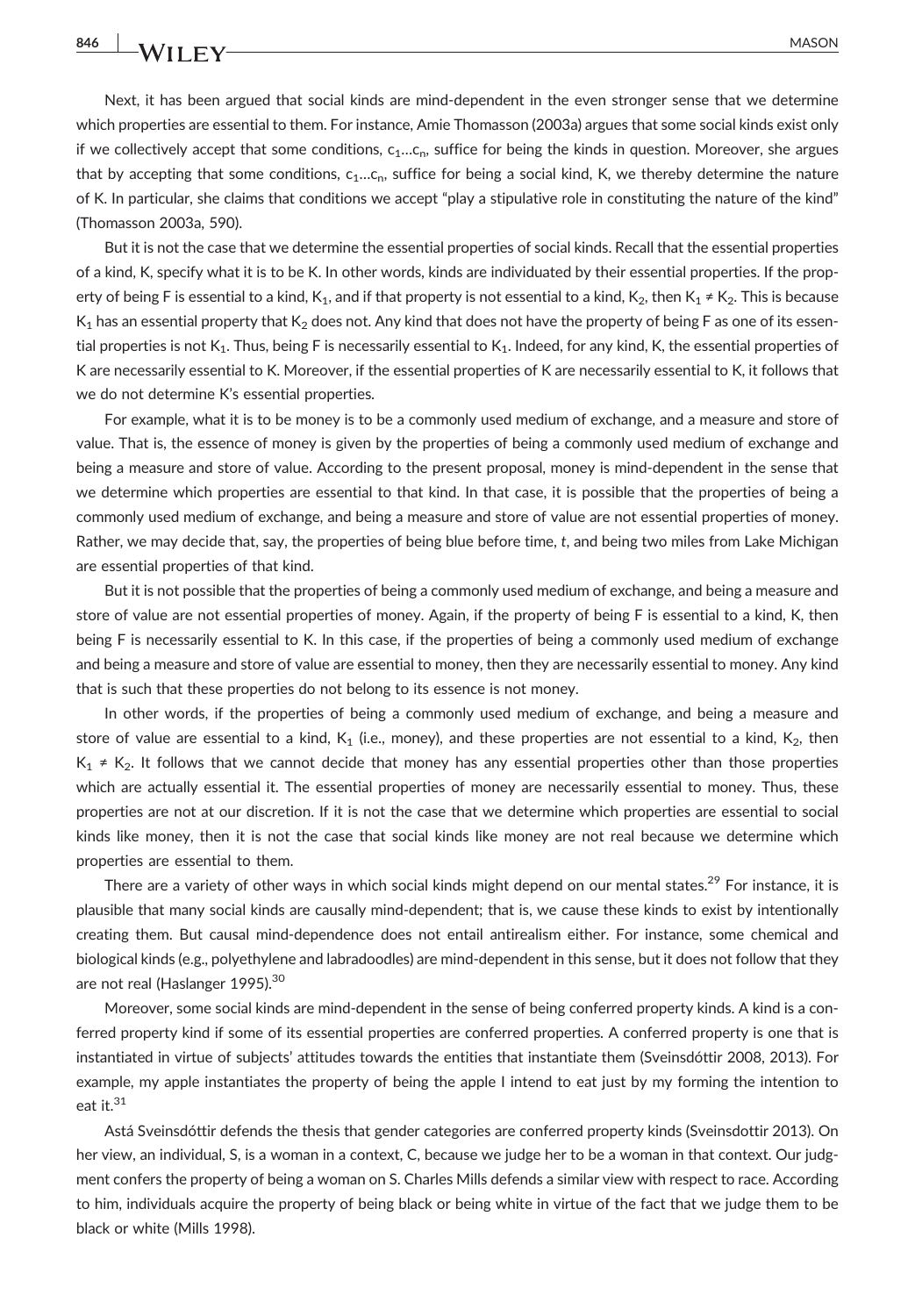Next, it has been argued that social kinds are mind-dependent in the even stronger sense that we determine which properties are essential to them. For instance, Amie Thomasson (2003a) argues that some social kinds exist only if we collectively accept that some conditions, $c_1 \ldots c_n$, suffice for being the kinds in question. Moreover, she argues that by accepting that some conditions, $c_1 \ldots c_n$, suffice for being a social kind, K, we thereby determine the nature of K. In particular, she claims that conditions we accept "play a stipulative role in constituting the nature of the kind" (Thomasson 2003a, 590).

But it is not the case that we determine the essential properties of social kinds. Recall that the essential properties of a kind, K, specify what it is to be K. In other words, kinds are individuated by their essential properties. If the property of being F is essential to a kind, $K_1$, and if that property is not essential to a kind, $K_2$, then $K_1 \neq K_2$. This is because $K_1$ has an essential property that $K_2$ does not. Any kind that does not have the property of being F as one of its essential properties is not $K_1$. Thus, being F is necessarily essential to $K_1$. Indeed, for any kind, K, the essential properties of K are necessarily essential to K. Moreover, if the essential properties of K are necessarily essential to K, it follows that we do not determine K's essential properties.

For example, what it is to be money is to be a commonly used medium of exchange, and a measure and store of value. That is, the essence of money is given by the properties of being a commonly used medium of exchange and being a measure and store of value. According to the present proposal, money is mind-dependent in the sense that we determine which properties are essential to that kind. In that case, it is possible that the properties of being a commonly used medium of exchange, and being a measure and store of value are not essential properties of money. Rather, we may decide that, say, the properties of being blue before time, *t*, and being two miles from Lake Michigan are essential properties of that kind.

But it is not possible that the properties of being a commonly used medium of exchange, and being a measure and store of value are not essential properties of money. Again, if the property of being F is essential to a kind, K, then being F is necessarily essential to K. In this case, if the properties of being a commonly used medium of exchange and being a measure and store of value are essential to money, then they are necessarily essential to money. Any kind that is such that these properties do not belong to its essence is not money.

In other words, if the properties of being a commonly used medium of exchange, and being a measure and store of value are essential to a kind, $K_1$ (i.e., money), and these properties are not essential to a kind, $K_2$, then $K_1 \neq K_2$. It follows that we cannot decide that money has any essential properties other than those properties which are actually essential it. The essential properties of money are necessarily essential to money. Thus, these properties are not at our discretion. If it is not the case that we determine which properties are essential to social kinds like money, then it is not the case that social kinds like money are not real because we determine which properties are essential to them.

There are a variety of other ways in which social kinds might depend on our mental states.[29] For instance, it is plausible that many social kinds are causally mind-dependent; that is, we cause these kinds to exist by intentionally creating them. But causal mind-dependence does not entail antirealism either. For instance, some chemical and biological kinds (e.g., polyethylene and labradoodles) are mind-dependent in this sense, but it does not follow that they are not real (Haslanger 1995).[30]

Moreover, some social kinds are mind-dependent in the sense of being conferred property kinds. A kind is a conferred property kind if some of its essential properties are conferred properties. A conferred property is one that is instantiated in virtue of subjects' attitudes towards the entities that instantiate them (Sveinsdóttir 2008, 2013). For example, my apple instantiates the property of being the apple I intend to eat just by my forming the intention to eat it.[31]

Ástá Sveinsdóttir defends the thesis that gender categories are conferred property kinds (Sveinsdottir 2013). On her view, an individual, S, is a woman in a context, C, because we judge her to be a woman in that context. Our judgment confers the property of being a woman on S. Charles Mills defends a similar view with respect to race. According to him, individuals acquire the property of being black or being white in virtue of the fact that we judge them to be black or white (Mills 1998).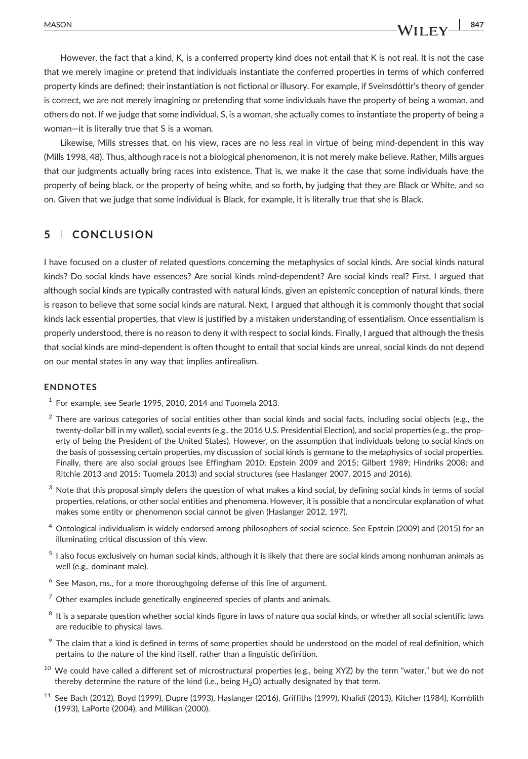However, the fact that a kind, K, is a conferred property kind does not entail that K is not real. It is not the case that we merely imagine or pretend that individuals instantiate the conferred properties in terms of which conferred property kinds are defined; their instantiation is not fictional or illusory. For example, if Sveinsdóttir's theory of gender is correct, we are not merely imagining or pretending that some individuals have the property of being a woman, and others do not. If we judge that some individual, S, is a woman, she actually comes to instantiate the property of being a woman—it is literally true that S is a woman.

Likewise, Mills stresses that, on his view, races are no less real in virtue of being mind-dependent in this way (Mills 1998, 48). Thus, although race is not a biological phenomenon, it is not merely make believe. Rather, Mills argues that our judgments actually bring races into existence. That is, we make it the case that some individuals have the property of being black, or the property of being white, and so forth, by judging that they are Black or White, and so on. Given that we judge that some individual is Black, for example, it is literally true that she is Black.

## 5 | CONCLUSION

I have focused on a cluster of related questions concerning the metaphysics of social kinds. Are social kinds natural kinds? Do social kinds have essences? Are social kinds mind-dependent? Are social kinds real? First, I argued that although social kinds are typically contrasted with natural kinds, given an epistemic conception of natural kinds, there is reason to believe that some social kinds are natural. Next, I argued that although it is commonly thought that social kinds lack essential properties, that view is justified by a mistaken understanding of essentialism. Once essentialism is properly understood, there is no reason to deny it with respect to social kinds. Finally, I argued that although the thesis that social kinds are mind-dependent is often thought to entail that social kinds are unreal, social kinds do not depend on our mental states in any way that implies antirealism.

### ENDNOTES

[1] For example, see Searle 1995, 2010, 2014 and Tuomela 2013.

[2] There are various categories of social entities other than social kinds and social facts, including social objects (e.g., the twenty-dollar bill in my wallet), social events (e.g., the 2016 U.S. Presidential Election), and social properties (e.g., the property of being the President of the United States). However, on the assumption that individuals belong to social kinds on the basis of possessing certain properties, my discussion of social kinds is germane to the metaphysics of social properties. Finally, there are also social groups (see Effingham 2010; Epstein 2009 and 2015; Gilbert 1989; Hindriks 2008; and Ritchie 2013 and 2015; Tuomela 2013) and social structures (see Haslanger 2007, 2015 and 2016).

[3] Note that this proposal simply defers the question of what makes a kind social, by defining social kinds in terms of social properties, relations, or other social entities and phenomena. However, it is possible that a noncircular explanation of what makes some entity or phenomenon social cannot be given (Haslanger 2012, 197).

[4] Ontological individualism is widely endorsed among philosophers of social science. See Epstein (2009) and (2015) for an illuminating critical discussion of this view.

[5] I also focus exclusively on human social kinds, although it is likely that there are social kinds among nonhuman animals as well (e.g., dominant male).

[6] See Mason, ms., for a more thoroughgoing defense of this line of argument.

[7] Other examples include genetically engineered species of plants and animals.

[8] It is a separate question whether social kinds figure in laws of nature qua social kinds, or whether all social scientific laws are reducible to physical laws.

[9] The claim that a kind is defined in terms of some properties should be understood on the model of real definition, which pertains to the nature of the kind itself, rather than a linguistic definition.

[10] We could have called a different set of microstructural properties (e.g., being XYZ) by the term "water," but we do not thereby determine the nature of the kind (i.e., being $H_2O$) actually designated by that term.

[11] See Bach (2012), Boyd (1999), Dupre (1993), Haslanger (2016), Griffiths (1999), Khalidi (2013), Kitcher (1984), Kornblith (1993), LaPorte (2004), and Millikan (2000).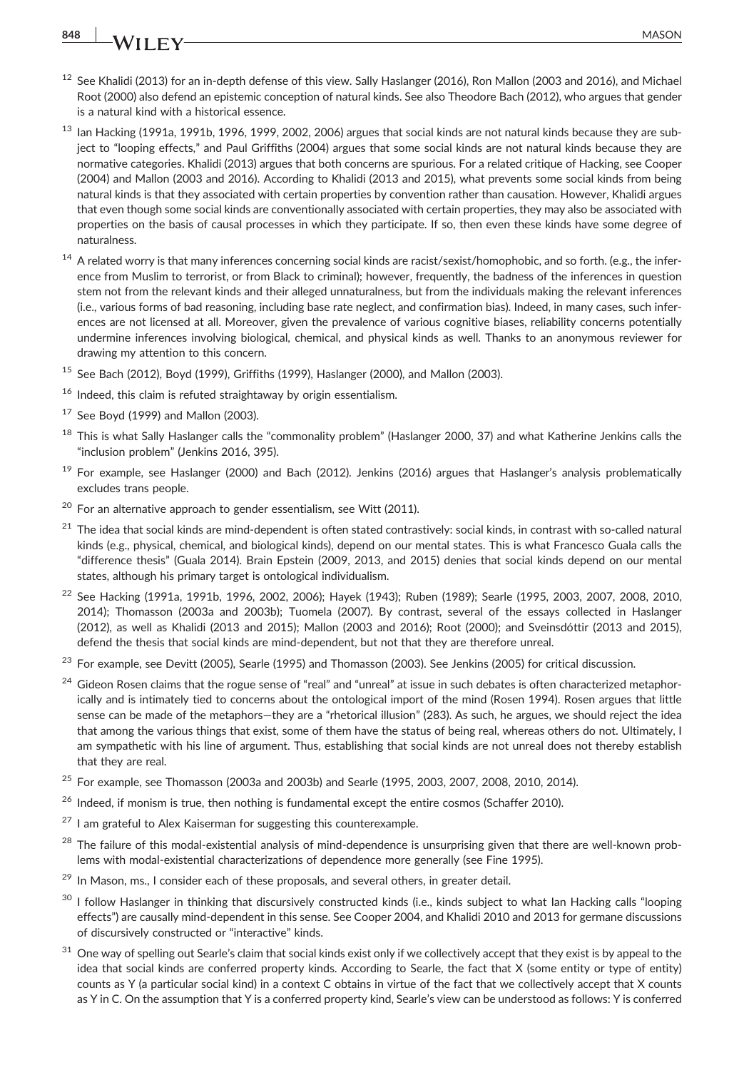[12] See Khalidi (2013) for an in-depth defense of this view. Sally Haslanger (2016), Ron Mallon (2003 and 2016), and Michael Root (2000) also defend an epistemic conception of natural kinds. See also Theodore Bach (2012), who argues that gender is a natural kind with a historical essence.

[13] Ian Hacking (1991a, 1991b, 1996, 1999, 2002, 2006) argues that social kinds are not natural kinds because they are subject to "looping effects," and Paul Griffiths (2004) argues that some social kinds are not natural kinds because they are normative categories. Khalidi (2013) argues that both concerns are spurious. For a related critique of Hacking, see Cooper (2004) and Mallon (2003 and 2016). According to Khalidi (2013 and 2015), what prevents some social kinds from being natural kinds is that they associated with certain properties by convention rather than causation. However, Khalidi argues that even though some social kinds are conventionally associated with certain properties, they may also be associated with properties on the basis of causal processes in which they participate. If so, then even these kinds have some degree of naturalness.

[14] A related worry is that many inferences concerning social kinds are racist/sexist/homophobic, and so forth. (e.g., the inference from Muslim to terrorist, or from Black to criminal); however, frequently, the badness of the inferences in question stem not from the relevant kinds and their alleged unnaturalness, but from the individuals making the relevant inferences (i.e., various forms of bad reasoning, including base rate neglect, and confirmation bias). Indeed, in many cases, such inferences are not licensed at all. Moreover, given the prevalence of various cognitive biases, reliability concerns potentially undermine inferences involving biological, chemical, and physical kinds as well. Thanks to an anonymous reviewer for drawing my attention to this concern.

[15] See Bach (2012), Boyd (1999), Griffiths (1999), Haslanger (2000), and Mallon (2003).

[16] Indeed, this claim is refuted straightaway by origin essentialism.

[17] See Boyd (1999) and Mallon (2003).

[18] This is what Sally Haslanger calls the "commonality problem" (Haslanger 2000, 37) and what Katherine Jenkins calls the "inclusion problem" (Jenkins 2016, 395).

[19] For example, see Haslanger (2000) and Bach (2012). Jenkins (2016) argues that Haslanger's analysis problematically excludes trans people.

[20] For an alternative approach to gender essentialism, see Witt (2011).

[21] The idea that social kinds are mind-dependent is often stated contrastively: social kinds, in contrast with so-called natural kinds (e.g., physical, chemical, and biological kinds), depend on our mental states. This is what Francesco Guala calls the "difference thesis" (Guala 2014). Brain Epstein (2009, 2013, and 2015) denies that social kinds depend on our mental states, although his primary target is ontological individualism.

[22] See Hacking (1991a, 1991b, 1996, 2002, 2006); Hayek (1943); Ruben (1989); Searle (1995, 2003, 2007, 2008, 2010, 2014); Thomasson (2003a and 2003b); Tuomela (2007). By contrast, several of the essays collected in Haslanger (2012), as well as Khalidi (2013 and 2015); Mallon (2003 and 2016); Root (2000); and Sveinsdóttir (2013 and 2015), defend the thesis that social kinds are mind-dependent, but not that they are therefore unreal.

[23] For example, see Devitt (2005), Searle (1995) and Thomasson (2003). See Jenkins (2005) for critical discussion.

[24] Gideon Rosen claims that the rogue sense of "real" and "unreal" at issue in such debates is often characterized metaphorically and is intimately tied to concerns about the ontological import of the mind (Rosen 1994). Rosen argues that little sense can be made of the metaphors—they are a "rhetorical illusion" (283). As such, he argues, we should reject the idea that among the various things that exist, some of them have the status of being real, whereas others do not. Ultimately, I am sympathetic with his line of argument. Thus, establishing that social kinds are not unreal does not thereby establish that they are real.

[25] For example, see Thomasson (2003a and 2003b) and Searle (1995, 2003, 2007, 2008, 2010, 2014).

[26] Indeed, if monism is true, then nothing is fundamental except the entire cosmos (Schaffer 2010).

[27] I am grateful to Alex Kaiserman for suggesting this counterexample.

[28] The failure of this modal-existential analysis of mind-dependence is unsurprising given that there are well-known problems with modal-existential characterizations of dependence more generally (see Fine 1995).

[29] In Mason, ms., I consider each of these proposals, and several others, in greater detail.

[30] I follow Haslanger in thinking that discursively constructed kinds (i.e., kinds subject to what Ian Hacking calls "looping effects") are causally mind-dependent in this sense. See Cooper 2004, and Khalidi 2010 and 2013 for germane discussions of discursively constructed or "interactive" kinds.

[31] One way of spelling out Searle's claim that social kinds exist only if we collectively accept that they exist is by appeal to the idea that social kinds are conferred property kinds. According to Searle, the fact that X (some entity or type of entity) counts as Y (a particular social kind) in a context C obtains in virtue of the fact that we collectively accept that X counts as Y in C. On the assumption that Y is a conferred property kind, Searle's view can be understood as follows: Y is conferred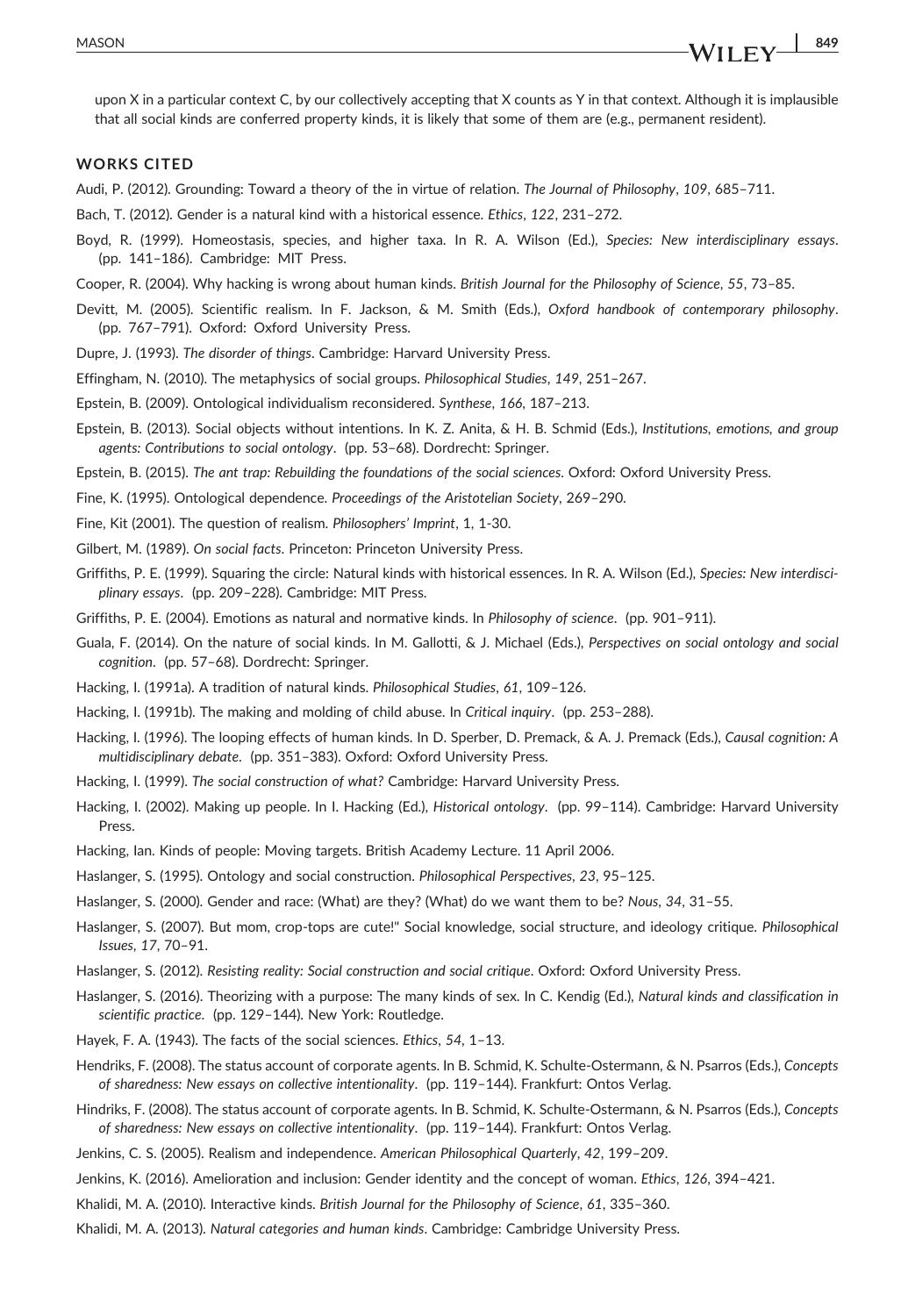upon X in a particular context C, by our collectively accepting that X counts as Y in that context. Although it is implausible that all social kinds are conferred property kinds, it is likely that some of them are (e.g., permanent resident).

## WORKS CITED

Audi, P. (2012). Grounding: Toward a theory of the in virtue of relation. *The Journal of Philosophy*, *109*, 685–711.

Bach, T. (2012). Gender is a natural kind with a historical essence. *Ethics*, *122*, 231–272.

Boyd, R. (1999). Homeostasis, species, and higher taxa. In R. A. Wilson (Ed.), *Species: New interdisciplinary essays*. (pp. 141–186). Cambridge: MIT Press.

Cooper, R. (2004). Why hacking is wrong about human kinds. *British Journal for the Philosophy of Science*, *55*, 73–85.

Devitt, M. (2005). Scientific realism. In F. Jackson, & M. Smith (Eds.), *Oxford handbook of contemporary philosophy*. (pp. 767–791). Oxford: Oxford University Press.

Dupre, J. (1993). *The disorder of things*. Cambridge: Harvard University Press.

Effingham, N. (2010). The metaphysics of social groups. *Philosophical Studies*, *149*, 251–267.

Epstein, B. (2009). Ontological individualism reconsidered. *Synthese*, *166*, 187–213.

Epstein, B. (2013). Social objects without intentions. In K. Z. Anita, & H. B. Schmid (Eds.), *Institutions, emotions, and group agents: Contributions to social ontology*. (pp. 53–68). Dordrecht: Springer.

Epstein, B. (2015). *The ant trap: Rebuilding the foundations of the social sciences*. Oxford: Oxford University Press.

Fine, K. (1995). Ontological dependence. *Proceedings of the Aristotelian Society*, 269–290.

Fine, Kit (2001). The question of realism. *Philosophers' Imprint*, 1, 1-30.

Gilbert, M. (1989). *On social facts*. Princeton: Princeton University Press.

Griffiths, P. E. (1999). Squaring the circle: Natural kinds with historical essences. In R. A. Wilson (Ed.), *Species: New interdisciplinary essays*. (pp. 209–228). Cambridge: MIT Press.

Griffiths, P. E. (2004). Emotions as natural and normative kinds. In *Philosophy of science*. (pp. 901–911).

Guala, F. (2014). On the nature of social kinds. In M. Gallotti, & J. Michael (Eds.), *Perspectives on social ontology and social cognition*. (pp. 57–68). Dordrecht: Springer.

Hacking, I. (1991a). A tradition of natural kinds. *Philosophical Studies*, *61*, 109–126.

Hacking, I. (1991b). The making and molding of child abuse. In *Critical inquiry*. (pp. 253–288).

Hacking, I. (1996). The looping effects of human kinds. In D. Sperber, D. Premack, & A. J. Premack (Eds.), *Causal cognition: A multidisciplinary debate*. (pp. 351–383). Oxford: Oxford University Press.

Hacking, I. (1999). *The social construction of what?* Cambridge: Harvard University Press.

Hacking, I. (2002). Making up people. In I. Hacking (Ed.), *Historical ontology*. (pp. 99–114). Cambridge: Harvard University Press.

Hacking, Ian. Kinds of people: Moving targets. British Academy Lecture. 11 April 2006.

Haslanger, S. (1995). Ontology and social construction. *Philosophical Perspectives*, *23*, 95–125.

Haslanger, S. (2000). Gender and race: (What) are they? (What) do we want them to be? *Nous*, *34*, 31–55.

Haslanger, S. (2007). But mom, crop-tops are cute!" Social knowledge, social structure, and ideology critique. *Philosophical Issues*, *17*, 70–91.

Haslanger, S. (2012). *Resisting reality: Social construction and social critique*. Oxford: Oxford University Press.

Haslanger, S. (2016). Theorizing with a purpose: The many kinds of sex. In C. Kendig (Ed.), *Natural kinds and classification in scientific practice*. (pp. 129–144). New York: Routledge.

Hayek, F. A. (1943). The facts of the social sciences. *Ethics*, *54*, 1–13.

Hendriks, F. (2008). The status account of corporate agents. In B. Schmid, K. Schulte-Ostermann, & N. Psarros (Eds.), *Concepts of sharedness: New essays on collective intentionality*. (pp. 119–144). Frankfurt: Ontos Verlag.

Hindriks, F. (2008). The status account of corporate agents. In B. Schmid, K. Schulte-Ostermann, & N. Psarros (Eds.), *Concepts of sharedness: New essays on collective intentionality*. (pp. 119–144). Frankfurt: Ontos Verlag.

Jenkins, C. S. (2005). Realism and independence. *American Philosophical Quarterly*, *42*, 199–209.

Jenkins, K. (2016). Amelioration and inclusion: Gender identity and the concept of woman. *Ethics*, *126*, 394–421.

Khalidi, M. A. (2010). Interactive kinds. *British Journal for the Philosophy of Science*, *61*, 335–360.

Khalidi, M. A. (2013). *Natural categories and human kinds*. Cambridge: Cambridge University Press.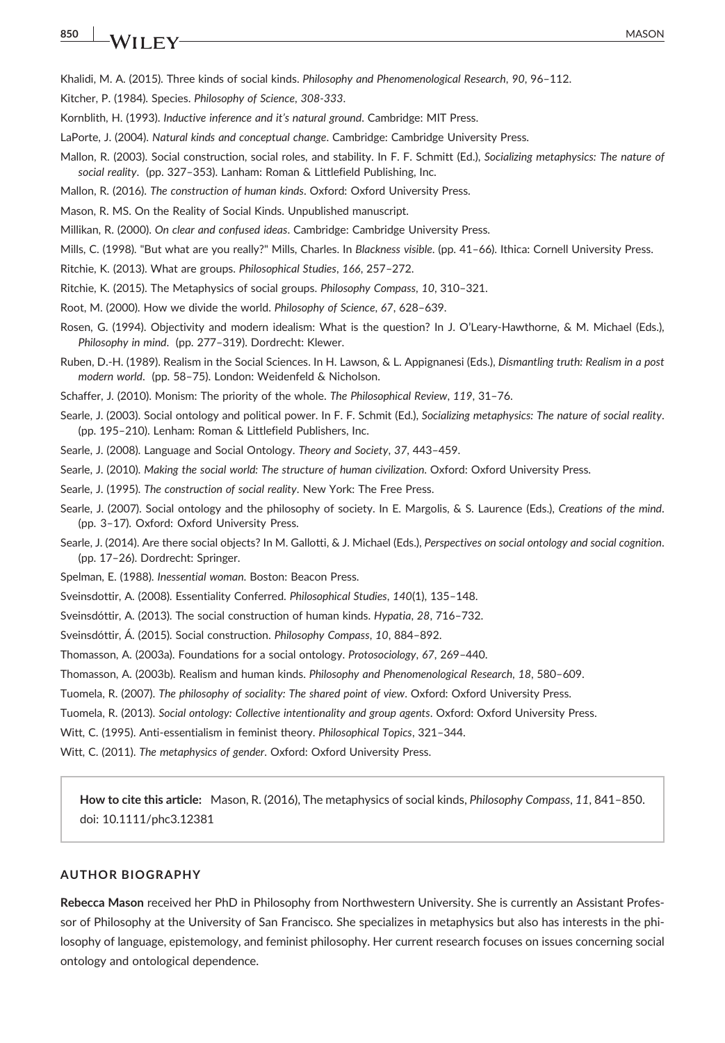Khalidi, M. A. (2015). Three kinds of social kinds. *Philosophy and Phenomenological Research*, *90*, 96–112.

Kitcher, P. (1984). Species. *Philosophy of Science*, *308-333*.

Kornblith, H. (1993). *Inductive inference and it's natural ground*. Cambridge: MIT Press.

LaPorte, J. (2004). *Natural kinds and conceptual change*. Cambridge: Cambridge University Press.

Mallon, R. (2003). Social construction, social roles, and stability. In F. F. Schmitt (Ed.), *Socializing metaphysics: The nature of social reality*. (pp. 327–353). Lanham: Roman & Littlefield Publishing, Inc.

Mallon, R. (2016). *The construction of human kinds*. Oxford: Oxford University Press.

Mason, R. MS. On the Reality of Social Kinds. Unpublished manuscript.

Millikan, R. (2000). *On clear and confused ideas*. Cambridge: Cambridge University Press.

Mills, C. (1998). "But what are you really?" Mills, Charles. In *Blackness visible*. (pp. 41–66). Ithica: Cornell University Press.

Ritchie, K. (2013). What are groups. *Philosophical Studies*, *166*, 257–272.

Ritchie, K. (2015). The Metaphysics of social groups. *Philosophy Compass*, *10*, 310–321.

Root, M. (2000). How we divide the world. *Philosophy of Science*, *67*, 628–639.

Rosen, G. (1994). Objectivity and modern idealism: What is the question? In J. O'Leary-Hawthorne, & M. Michael (Eds.), *Philosophy in mind*. (pp. 277–319). Dordrecht: Klewer.

Ruben, D.-H. (1989). Realism in the Social Sciences. In H. Lawson, & L. Appignanesi (Eds.), *Dismantling truth: Realism in a post modern world*. (pp. 58–75). London: Weidenfeld & Nicholson.

Schaffer, J. (2010). Monism: The priority of the whole. *The Philosophical Review*, *119*, 31–76.

Searle, J. (2003). Social ontology and political power. In F. F. Schmit (Ed.), *Socializing metaphysics: The nature of social reality*. (pp. 195–210). Lenham: Roman & Littlefield Publishers, Inc.

Searle, J. (2008). Language and Social Ontology. *Theory and Society*, *37*, 443–459.

Searle, J. (2010). *Making the social world: The structure of human civilization*. Oxford: Oxford University Press.

Searle, J. (1995). *The construction of social reality*. New York: The Free Press.

Searle, J. (2007). Social ontology and the philosophy of society. In E. Margolis, & S. Laurence (Eds.), *Creations of the mind*. (pp. 3–17). Oxford: Oxford University Press.

Searle, J. (2014). Are there social objects? In M. Gallotti, & J. Michael (Eds.), *Perspectives on social ontology and social cognition*. (pp. 17–26). Dordrecht: Springer.

Spelman, E. (1988). *Inessential woman*. Boston: Beacon Press.

Sveinsdottir, A. (2008). Essentiality Conferred. *Philosophical Studies*, *140*(1), 135–148.

Sveinsdóttir, A. (2013). The social construction of human kinds. *Hypatia*, *28*, 716–732.

Sveinsdóttir, Á. (2015). Social construction. *Philosophy Compass*, *10*, 884–892.

Thomasson, A. (2003a). Foundations for a social ontology. *Protosociology*, *67*, 269–440.

Thomasson, A. (2003b). Realism and human kinds. *Philosophy and Phenomenological Research*, *18*, 580–609.

Tuomela, R. (2007). *The philosophy of sociality: The shared point of view*. Oxford: Oxford University Press.

Tuomela, R. (2013). *Social ontology: Collective intentionality and group agents*. Oxford: Oxford University Press.

Witt, C. (1995). Anti-essentialism in feminist theory. *Philosophical Topics*, 321–344.

Witt, C. (2011). *The metaphysics of gender*. Oxford: Oxford University Press.

**How to cite this article:** Mason, R. (2016), The metaphysics of social kinds, *Philosophy Compass*, *11*, 841–850. doi: 10.1111/phc3.12381

## AUTHOR BIOGRAPHY

**Rebecca Mason** received her PhD in Philosophy from Northwestern University. She is currently an Assistant Professor of Philosophy at the University of San Francisco. She specializes in metaphysics but also has interests in the philosophy of language, epistemology, and feminist philosophy. Her current research focuses on issues concerning social ontology and ontological dependence.